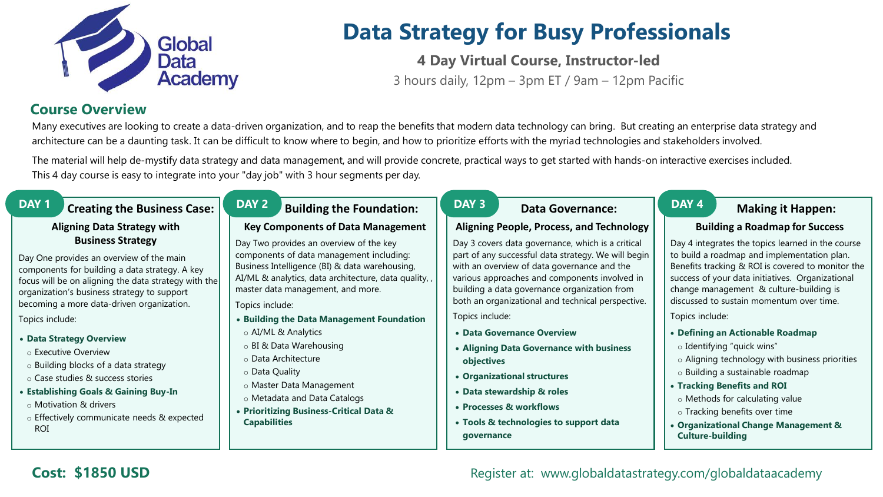Global Data Academy

# Data Strategy for Busy Professionals

**4 Day Virtual Course, Instructor-led**

3 hours daily, 12pm – 3pm ET / 9am – 12pm Pacific

## Course Overview

Many executives are looking to create a data-driven organization, and to reap the benefits that modern data technology can bring. But creating an enterprise data strategy and architecture can be a daunting task. It can be difficult to know where to begin, and how to prioritize efforts with the myriad technologies and stakeholders involved.

The material will help de-mystify data strategy and data management, and will provide concrete, practical ways to get started with hands-on interactive exercises included. This 4 day course is easy to integrate into your "day job" with 3 hour segments per day.

### DAY 1 Creating the Business Case:

**Aligning Data Strategy with Business Strategy**

Day One provides an overview of the main components for building a data strategy. A key focus will be on aligning the data strategy with the organization's business strategy to support becoming a more data-driven organization.

Topics include:

- **Data Strategy Overview**
  - Executive Overview
  - Building blocks of a data strategy
  - Case studies & success stories
- **Establishing Goals & Gaining Buy-In**
  - Motivation & drivers
  - Effectively communicate needs & expected ROI

### DAY 2 Building the Foundation:

**Key Components of Data Management**

Day Two provides an overview of the key components of data management including: Business Intelligence (BI) & data warehousing, AI/ML & analytics, data architecture, data quality, , master data management, and more.

Topics include:

- **Building the Data Management Foundation**
  - AI/ML & Analytics
  - BI & Data Warehousing
  - Data Architecture
  - Data Quality
  - Master Data Management
  - Metadata and Data Catalogs
- **Prioritizing Business-Critical Data & Capabilities**

### DAY 3 Data Governance:

**Aligning People, Process, and Technology**

Day 3 covers data governance, which is a critical part of any successful data strategy. We will begin with an overview of data governance and the various approaches and components involved in building a data governance organization from both an organizational and technical perspective.

Topics include:

- **Data Governance Overview**
- **Aligning Data Governance with business objectives**
- **Organizational structures**
- **Data stewardship & roles**
- **Processes & workflows**
- **Tools & technologies to support data governance**

### DAY 4 Making it Happen:

**Building a Roadmap for Success**

Day 4 integrates the topics learned in the course to build a roadmap and implementation plan. Benefits tracking & ROI is covered to monitor the success of your data initiatives. Organizational change management & culture-building is discussed to sustain momentum over time.

Topics include:

- **Defining an Actionable Roadmap**
  - Identifying "quick wins"
  - Aligning technology with business priorities
  - Building a sustainable roadmap
- **Tracking Benefits and ROI**
  - Methods for calculating value
  - Tracking benefits over time
- **Organizational Change Management & Culture-building**

**Cost: $1850 USD**

Register at: www.globaldatastrategy.com/globaldataacademy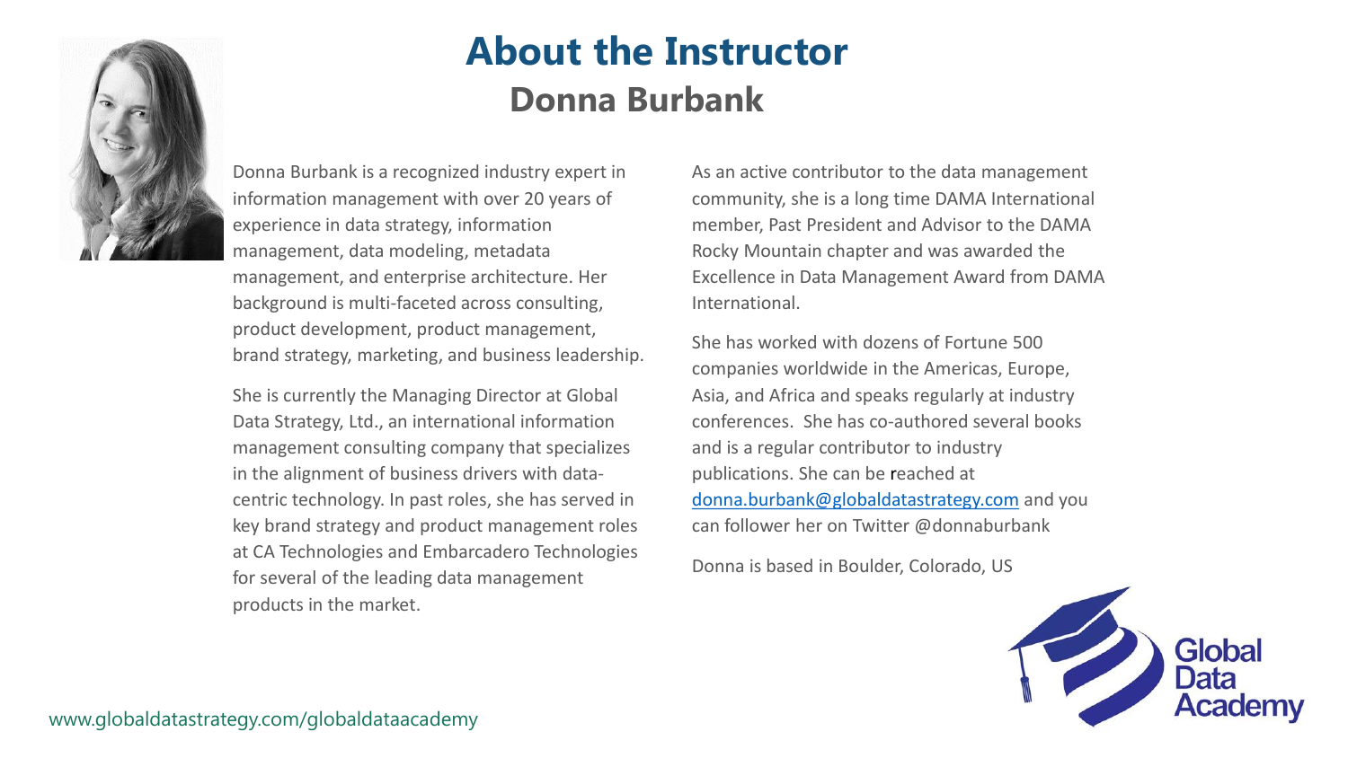# About the Instructor

## Donna Burbank

Donna Burbank is a recognized industry expert in information management with over 20 years of experience in data strategy, information management, data modeling, metadata management, and enterprise architecture. Her background is multi-faceted across consulting, product development, product management, brand strategy, marketing, and business leadership.

She is currently the Managing Director at Global Data Strategy, Ltd., an international information management consulting company that specializes in the alignment of business drivers with data-centric technology. In past roles, she has served in key brand strategy and product management roles at CA Technologies and Embarcadero Technologies for several of the leading data management products in the market.

As an active contributor to the data management community, she is a long time DAMA International member, Past President and Advisor to the DAMA Rocky Mountain chapter and was awarded the Excellence in Data Management Award from DAMA International.

She has worked with dozens of Fortune 500 companies worldwide in the Americas, Europe, Asia, and Africa and speaks regularly at industry conferences. She has co-authored several books and is a regular contributor to industry publications. She can be reached at donna.burbank@globaldatastrategy.com and you can follower her on Twitter @donnaburbank

Donna is based in Boulder, Colorado, US

Global Data Academy

www.globaldatastrategy.com/globaldataacademy